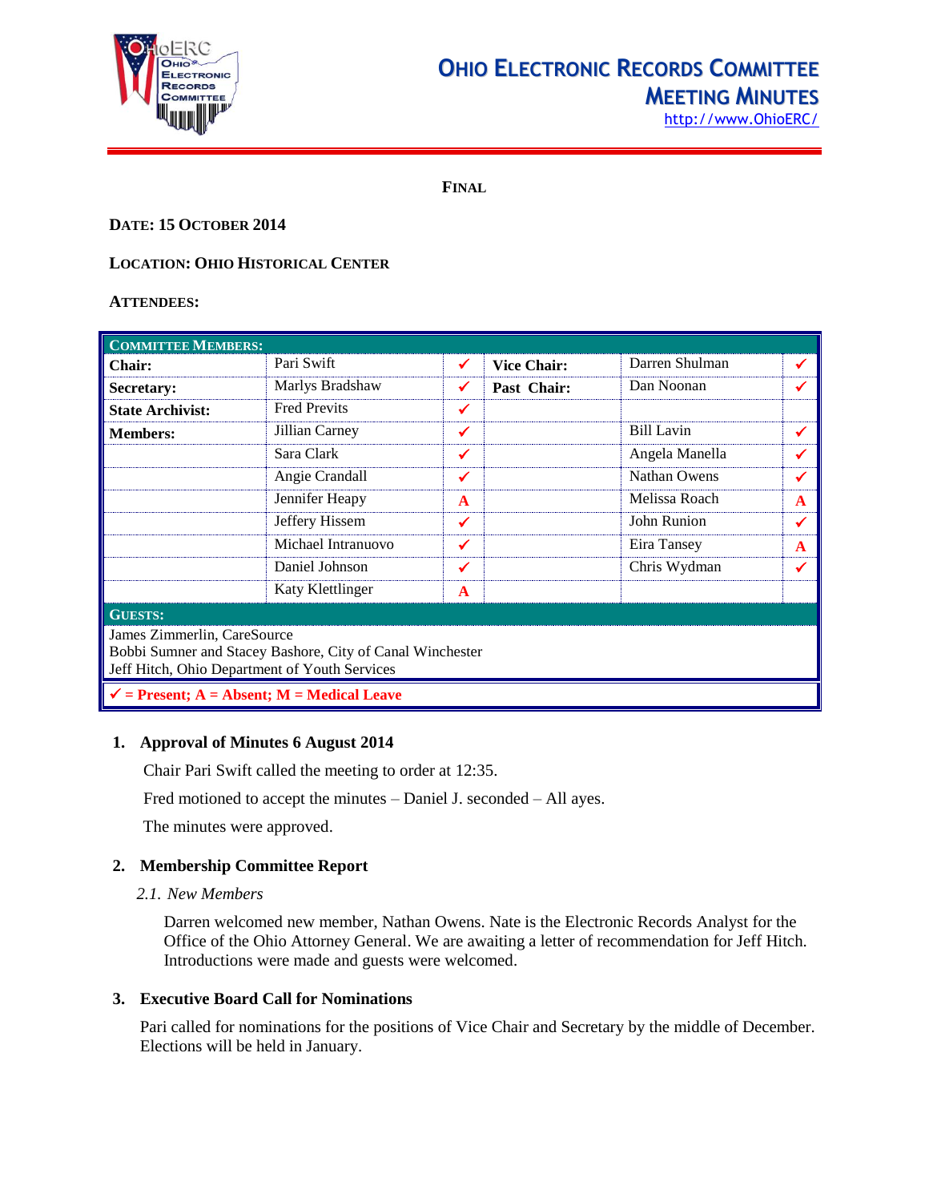# OHIO ELECTRONIC RECORDS COMMITTEE MEETING MINUTES

http://www.OhioERC/

**FINAL**

**DATE: 15 OCTOBER 2014**

**LOCATION: OHIO HISTORICAL CENTER**

**ATTENDEES:**

| COMMITTEE MEMBERS: | | | | | |
|---|---|---|---|---|---|
| **Chair:** | Pari Swift | ✓ | **Vice Chair:** | Darren Shulman | ✓ |
| **Secretary:** | Marlys Bradshaw | ✓ | **Past Chair:** | Dan Noonan | ✓ |
| **State Archivist:** | Fred Previts | ✓ | | | |
| **Members:** | Jillian Carney | ✓ | | Bill Lavin | ✓ |
| | Sara Clark | ✓ | | Angela Manella | ✓ |
| | Angie Crandall | ✓ | | Nathan Owens | ✓ |
| | Jennifer Heapy | A | | Melissa Roach | A |
| | Jeffery Hissem | ✓ | | John Runion | ✓ |
| | Michael Intranuovo | ✓ | | Eira Tansey | A |
| | Daniel Johnson | ✓ | | Chris Wydman | ✓ |
| | Katy Klettlinger | A | | | |
| **GUESTS:** | | | | | |
| James Zimmerlin, CareSource<br>Bobbi Sumner and Stacey Bashore, City of Canal Winchester<br>Jeff Hitch, Ohio Department of Youth Services | | | | | |
| ✓ = Present; A = Absent; M = Medical Leave | | | | | |

## 1. Approval of Minutes 6 August 2014

Chair Pari Swift called the meeting to order at 12:35.

Fred motioned to accept the minutes – Daniel J. seconded – All ayes.

The minutes were approved.

## 2. Membership Committee Report

### *2.1. New Members*

Darren welcomed new member, Nathan Owens. Nate is the Electronic Records Analyst for the Office of the Ohio Attorney General. We are awaiting a letter of recommendation for Jeff Hitch. Introductions were made and guests were welcomed.

## 3. Executive Board Call for Nominations

Pari called for nominations for the positions of Vice Chair and Secretary by the middle of December. Elections will be held in January.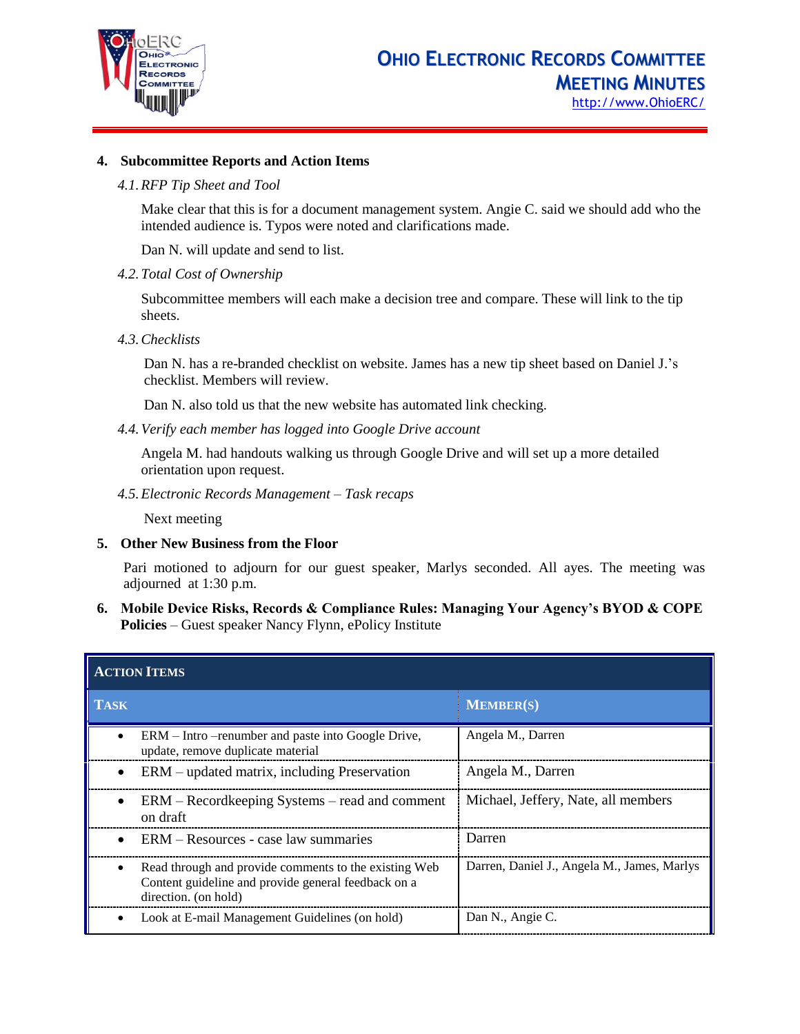## 4. Subcommittee Reports and Action Items

### *4.1. RFP Tip Sheet and Tool*

Make clear that this is for a document management system. Angie C. said we should add who the intended audience is. Typos were noted and clarifications made.

Dan N. will update and send to list.

### *4.2. Total Cost of Ownership*

Subcommittee members will each make a decision tree and compare. These will link to the tip sheets.

### *4.3. Checklists*

Dan N. has a re-branded checklist on website. James has a new tip sheet based on Daniel J.'s checklist. Members will review.

Dan N. also told us that the new website has automated link checking.

### *4.4. Verify each member has logged into Google Drive account*

Angela M. had handouts walking us through Google Drive and will set up a more detailed orientation upon request.

### *4.5. Electronic Records Management – Task recaps*

Next meeting

## 5. Other New Business from the Floor

Pari motioned to adjourn for our guest speaker, Marlys seconded. All ayes. The meeting was adjourned at 1:30 p.m.

## 6. Mobile Device Risks, Records & Compliance Rules: Managing Your Agency's BYOD & COPE Policies – Guest speaker Nancy Flynn, ePolicy Institute

**ACTION ITEMS**

| TASK | MEMBER(S) |
|---|---|
| • ERM – Intro –renumber and paste into Google Drive, update, remove duplicate material | Angela M., Darren |
| • ERM – updated matrix, including Preservation | Angela M., Darren |
| • ERM – Recordkeeping Systems – read and comment on draft | Michael, Jeffery, Nate, all members |
| • ERM – Resources - case law summaries | Darren |
| • Read through and provide comments to the existing Web Content guideline and provide general feedback on a direction. (on hold) | Darren, Daniel J., Angela M., James, Marlys |
| • Look at E-mail Management Guidelines (on hold) | Dan N., Angie C. |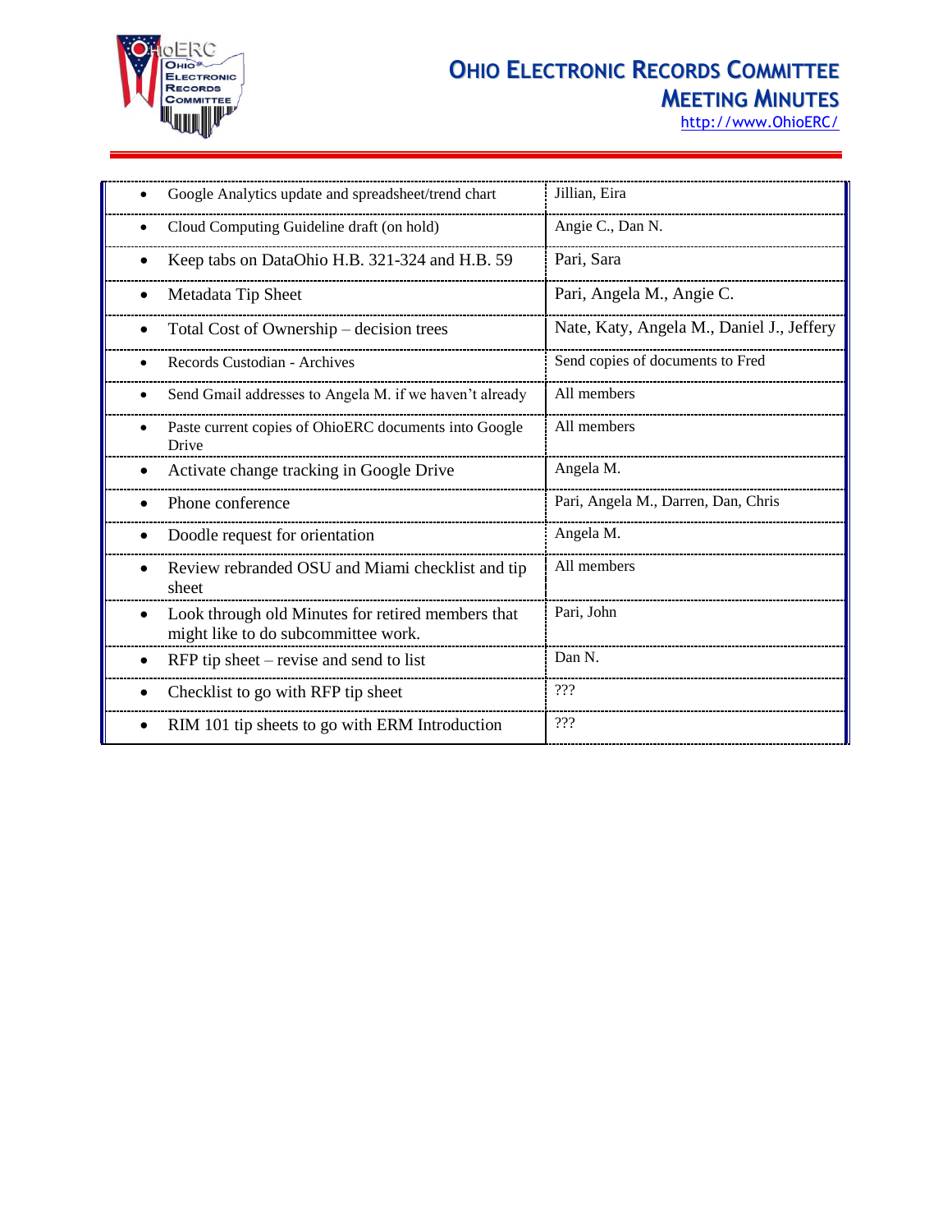| | |
|---|---|
| • Google Analytics update and spreadsheet/trend chart | Jillian, Eira |
| • Cloud Computing Guideline draft (on hold) | Angie C., Dan N. |
| • Keep tabs on DataOhio H.B. 321-324 and H.B. 59 | Pari, Sara |
| • Metadata Tip Sheet | Pari, Angela M., Angie C. |
| • Total Cost of Ownership – decision trees | Nate, Katy, Angela M., Daniel J., Jeffery |
| • Records Custodian - Archives | Send copies of documents to Fred |
| • Send Gmail addresses to Angela M. if we haven't already | All members |
| • Paste current copies of OhioERC documents into Google Drive | All members |
| • Activate change tracking in Google Drive | Angela M. |
| • Phone conference | Pari, Angela M., Darren, Dan, Chris |
| • Doodle request for orientation | Angela M. |
| • Review rebranded OSU and Miami checklist and tip sheet | All members |
| • Look through old Minutes for retired members that might like to do subcommittee work. | Pari, John |
| • RFP tip sheet – revise and send to list | Dan N. |
| • Checklist to go with RFP tip sheet | ??? |
| • RIM 101 tip sheets to go with ERM Introduction | ??? |